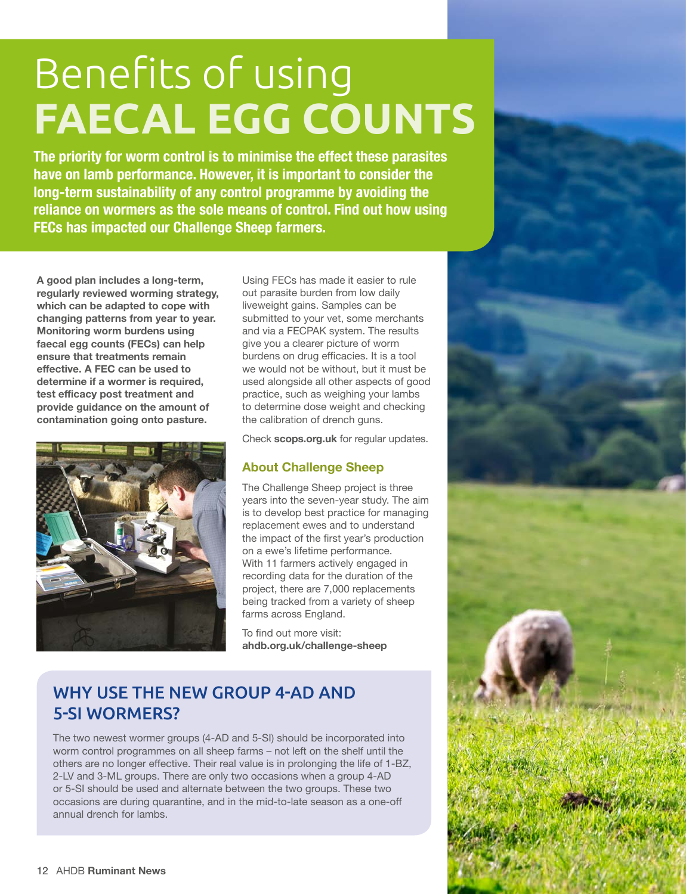# Benefits of using FAECAL EGG COUNTS

**The priority for worm control is to minimise the effect these parasites have on lamb performance. However, it is important to consider the long-term sustainability of any control programme by avoiding the reliance on wormers as the sole means of control. Find out how using FECs has impacted our Challenge Sheep farmers.**

**A good plan includes a long-term, regularly reviewed worming strategy, which can be adapted to cope with changing patterns from year to year. Monitoring worm burdens using faecal egg counts (FECs) can help ensure that treatments remain effective. A FEC can be used to determine if a wormer is required, test efficacy post treatment and provide guidance on the amount of contamination going onto pasture.**

Using FECs has made it easier to rule out parasite burden from low daily liveweight gains. Samples can be submitted to your vet, some merchants and via a FECPAK system. The results give you a clearer picture of worm burdens on drug efficacies. It is a tool we would not be without, but it must be used alongside all other aspects of good practice, such as weighing your lambs to determine dose weight and checking the calibration of drench guns.

Check **scops.org.uk** for regular updates.

### About Challenge Sheep

The Challenge Sheep project is three years into the seven-year study. The aim is to develop best practice for managing replacement ewes and to understand the impact of the first year's production on a ewe's lifetime performance. With 11 farmers actively engaged in recording data for the duration of the project, there are 7,000 replacements being tracked from a variety of sheep farms across England.

To find out more visit:
**ahdb.org.uk/challenge-sheep**

## WHY USE THE NEW GROUP 4-AD AND 5-SI WORMERS?

The two newest wormer groups (4-AD and 5-SI) should be incorporated into worm control programmes on all sheep farms – not left on the shelf until the others are no longer effective. Their real value is in prolonging the life of 1-BZ, 2-LV and 3-ML groups. There are only two occasions when a group 4-AD or 5-SI should be used and alternate between the two groups. These two occasions are during quarantine, and in the mid-to-late season as a one-off annual drench for lambs.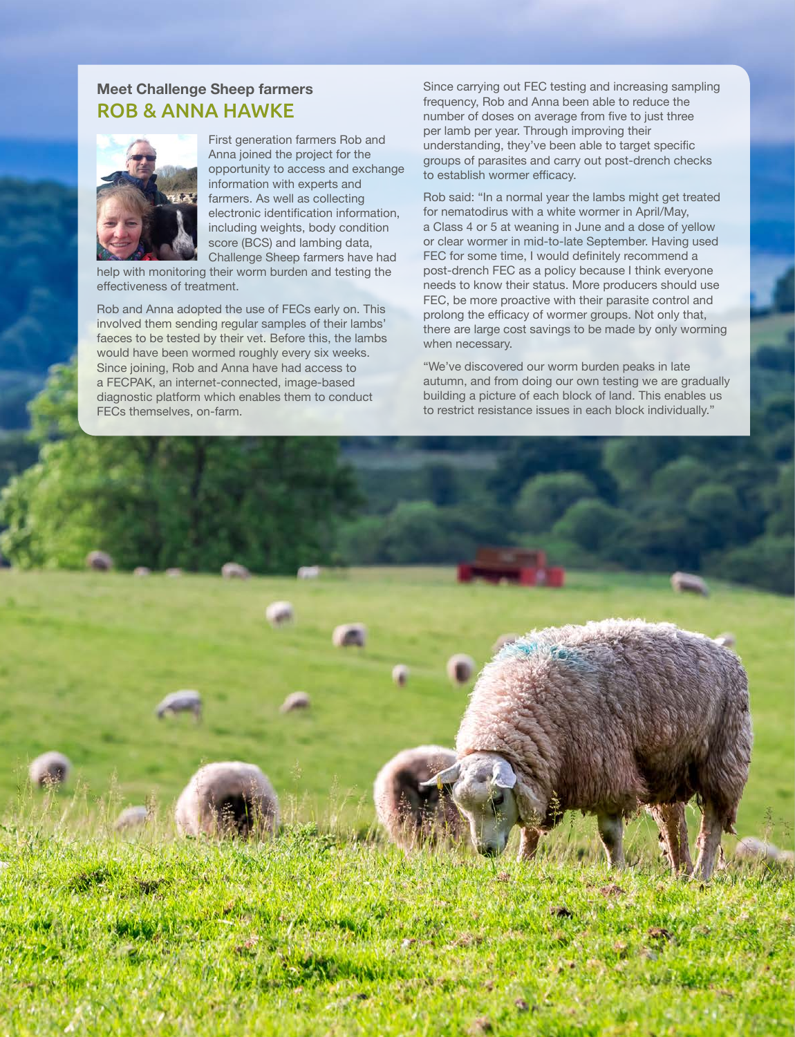### Meet Challenge Sheep farmers

## ROB & ANNA HAWKE

First generation farmers Rob and Anna joined the project for the opportunity to access and exchange information with experts and farmers. As well as collecting electronic identification information, including weights, body condition score (BCS) and lambing data, Challenge Sheep farmers have had help with monitoring their worm burden and testing the effectiveness of treatment.

Rob and Anna adopted the use of FECs early on. This involved them sending regular samples of their lambs' faeces to be tested by their vet. Before this, the lambs would have been wormed roughly every six weeks. Since joining, Rob and Anna have had access to a FECPAK, an internet-connected, image-based diagnostic platform which enables them to conduct FECs themselves, on-farm.

Since carrying out FEC testing and increasing sampling frequency, Rob and Anna been able to reduce the number of doses on average from five to just three per lamb per year. Through improving their understanding, they've been able to target specific groups of parasites and carry out post-drench checks to establish wormer efficacy.

Rob said: "In a normal year the lambs might get treated for nematodirus with a white wormer in April/May, a Class 4 or 5 at weaning in June and a dose of yellow or clear wormer in mid-to-late September. Having used FEC for some time, I would definitely recommend a post-drench FEC as a policy because I think everyone needs to know their status. More producers should use FEC, be more proactive with their parasite control and prolong the efficacy of wormer groups. Not only that, there are large cost savings to be made by only worming when necessary.

"We've discovered our worm burden peaks in late autumn, and from doing our own testing we are gradually building a picture of each block of land. This enables us to restrict resistance issues in each block individually."